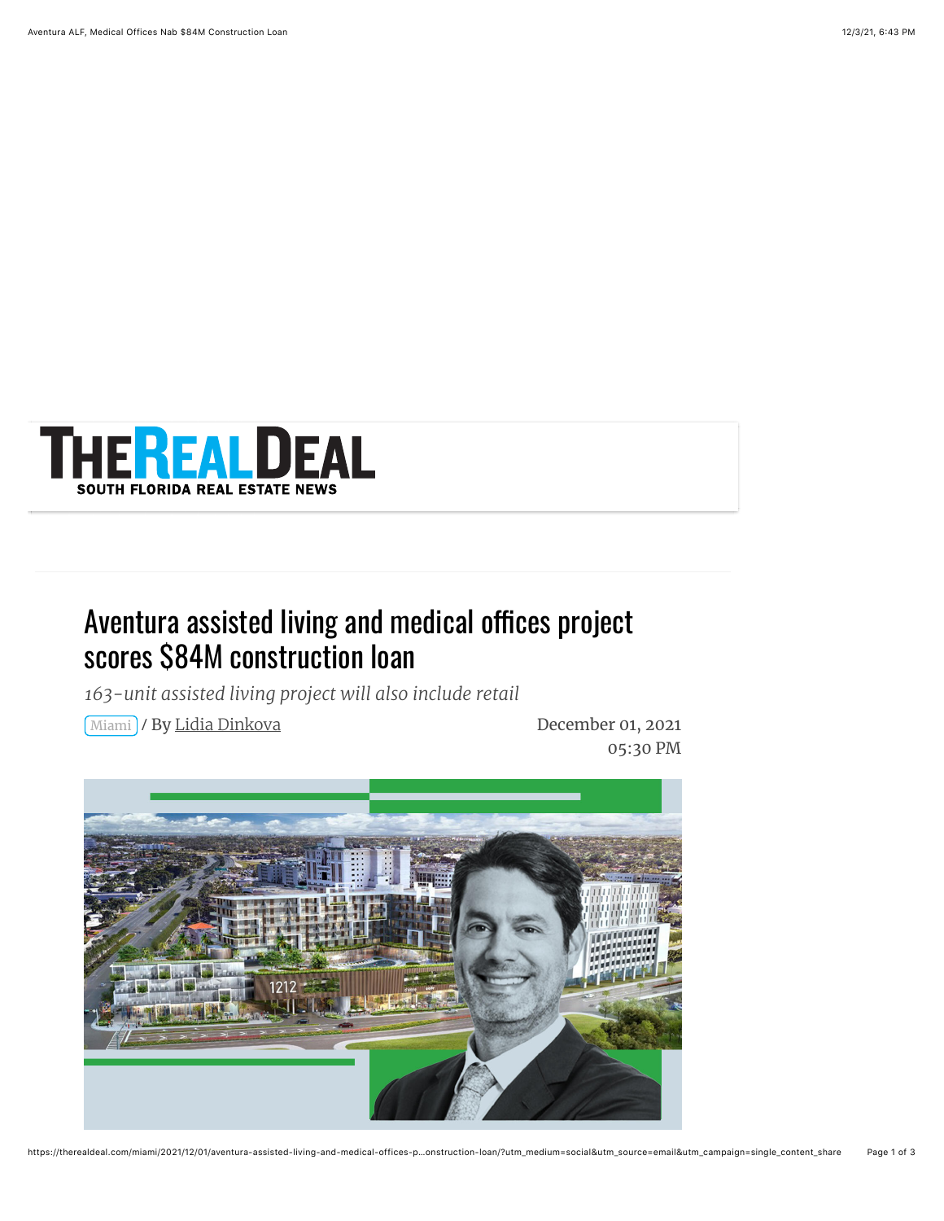THE REAL DEAL
SOUTH FLORIDA REAL ESTATE NEWS

# Aventura assisted living and medical offices project scores $84M construction loan

*163-unit assisted living project will also include retail*

Miami / By Lidia Dinkova

December 01, 2021
05:30 PM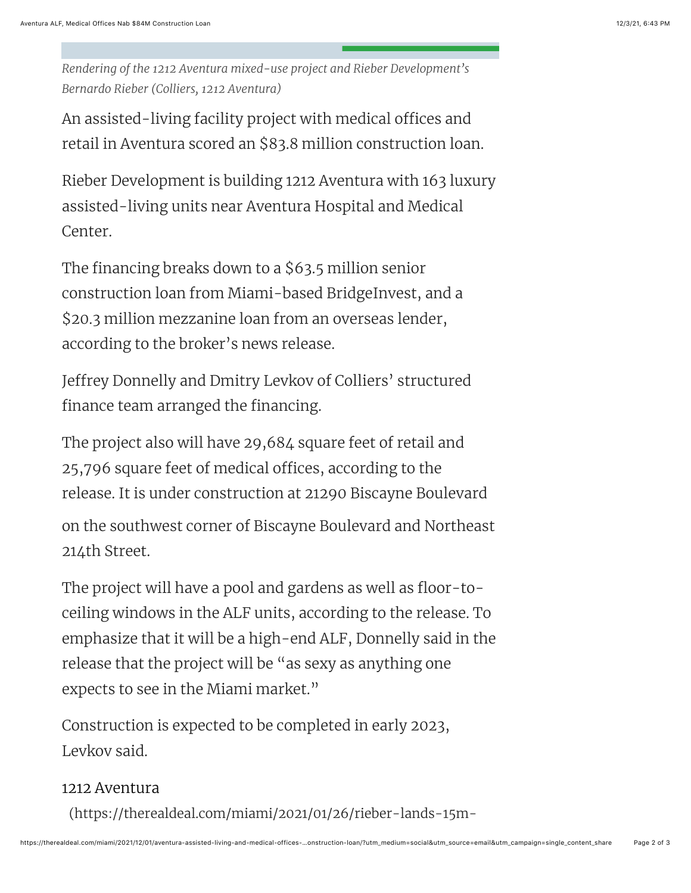*Rendering of the 1212 Aventura mixed-use project and Rieber Development's Bernardo Rieber (Colliers, 1212 Aventura)*

An assisted-living facility project with medical offices and retail in Aventura scored an $83.8 million construction loan.

Rieber Development is building 1212 Aventura with 163 luxury assisted-living units near Aventura Hospital and Medical Center.

The financing breaks down to a $63.5 million senior construction loan from Miami-based BridgeInvest, and a $20.3 million mezzanine loan from an overseas lender, according to the broker's news release.

Jeffrey Donnelly and Dmitry Levkov of Colliers' structured finance team arranged the financing.

The project also will have 29,684 square feet of retail and 25,796 square feet of medical offices, according to the release. It is under construction at 21290 Biscayne Boulevard on the southwest corner of Biscayne Boulevard and Northeast 214th Street.

The project will have a pool and gardens as well as floor-to-ceiling windows in the ALF units, according to the release. To emphasize that it will be a high-end ALF, Donnelly said in the release that the project will be "as sexy as anything one expects to see in the Miami market."

Construction is expected to be completed in early 2023, Levkov said.

1212 Aventura (https://therealdeal.com/miami/2021/01/26/rieber-lands-15m-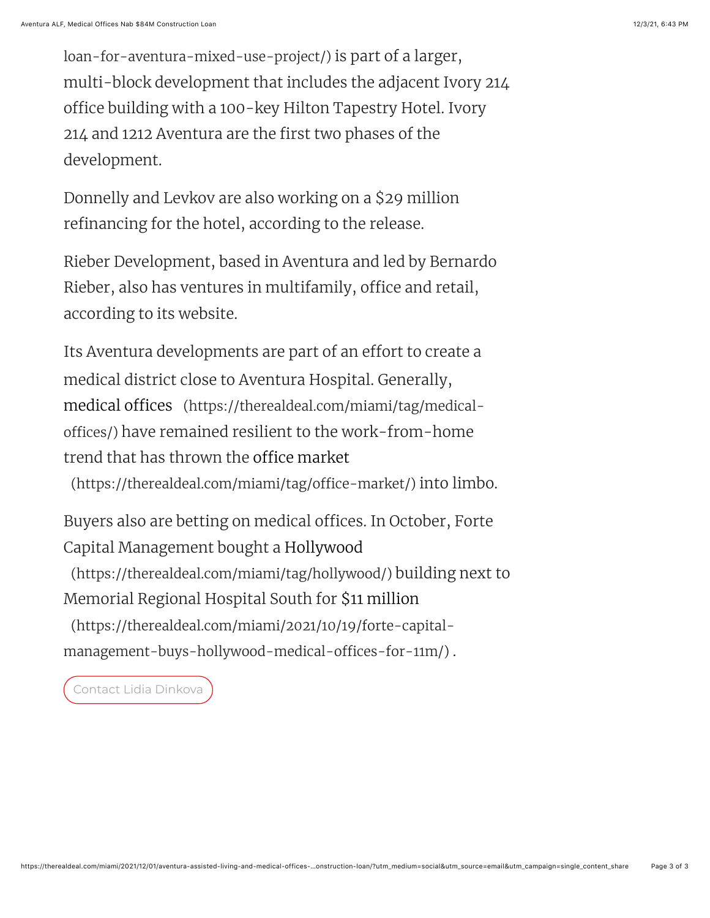loan-for-aventura-mixed-use-project/) is part of a larger, multi-block development that includes the adjacent Ivory 214 office building with a 100-key Hilton Tapestry Hotel. Ivory 214 and 1212 Aventura are the first two phases of the development.

Donnelly and Levkov are also working on a $29 million refinancing for the hotel, according to the release.

Rieber Development, based in Aventura and led by Bernardo Rieber, also has ventures in multifamily, office and retail, according to its website.

Its Aventura developments are part of an effort to create a medical district close to Aventura Hospital. Generally, medical offices (https://therealdeal.com/miami/tag/medical-offices/) have remained resilient to the work-from-home trend that has thrown the office market (https://therealdeal.com/miami/tag/office-market/) into limbo.

Buyers also are betting on medical offices. In October, Forte Capital Management bought a Hollywood (https://therealdeal.com/miami/tag/hollywood/) building next to Memorial Regional Hospital South for $11 million (https://therealdeal.com/miami/2021/10/19/forte-capital-management-buys-hollywood-medical-offices-for-11m/) .

Contact Lidia Dinkova